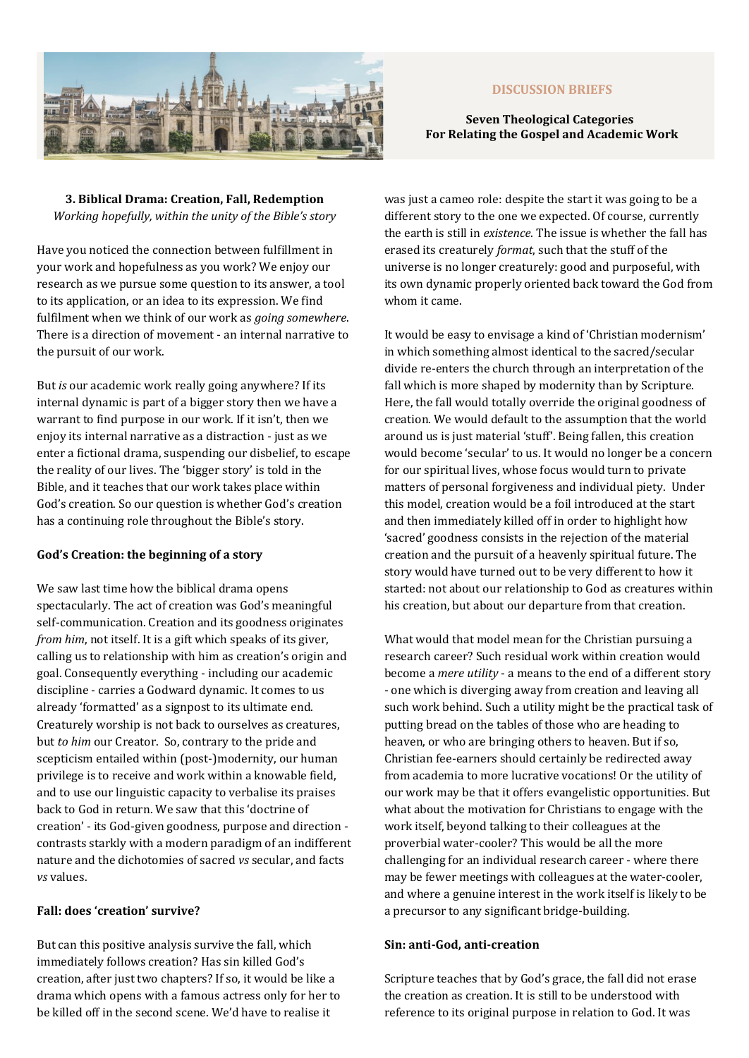DISCUSSION BRIEFS

**Seven Theological Categories**
**For Relating the Gospel and Academic Work**

## 3. Biblical Drama: Creation, Fall, Redemption

*Working hopefully, within the unity of the Bible's story*

Have you noticed the connection between fulfillment in your work and hopefulness as you work? We enjoy our research as we pursue some question to its answer, a tool to its application, or an idea to its expression. We find fulfilment when we think of our work as *going somewhere*. There is a direction of movement - an internal narrative to the pursuit of our work.

But *is* our academic work really going anywhere? If its internal dynamic is part of a bigger story then we have a warrant to find purpose in our work. If it isn't, then we enjoy its internal narrative as a distraction - just as we enter a fictional drama, suspending our disbelief, to escape the reality of our lives. The 'bigger story' is told in the Bible, and it teaches that our work takes place within God's creation. So our question is whether God's creation has a continuing role throughout the Bible's story.

### God's Creation: the beginning of a story

We saw last time how the biblical drama opens spectacularly. The act of creation was God's meaningful self-communication. Creation and its goodness originates *from him*, not itself. It is a gift which speaks of its giver, calling us to relationship with him as creation's origin and goal. Consequently everything - including our academic discipline - carries a Godward dynamic. It comes to us already 'formatted' as a signpost to its ultimate end. Creaturely worship is not back to ourselves as creatures, but *to him* our Creator. So, contrary to the pride and scepticism entailed within (post-)modernity, our human privilege is to receive and work within a knowable field, and to use our linguistic capacity to verbalise its praises back to God in return. We saw that this 'doctrine of creation' - its God-given goodness, purpose and direction - contrasts starkly with a modern paradigm of an indifferent nature and the dichotomies of sacred *vs* secular, and facts *vs* values.

### Fall: does 'creation' survive?

But can this positive analysis survive the fall, which immediately follows creation? Has sin killed God's creation, after just two chapters? If so, it would be like a drama which opens with a famous actress only for her to be killed off in the second scene. We'd have to realise it was just a cameo role: despite the start it was going to be a different story to the one we expected. Of course, currently the earth is still in *existence*. The issue is whether the fall has erased its creaturely *format*, such that the stuff of the universe is no longer creaturely: good and purposeful, with its own dynamic properly oriented back toward the God from whom it came.

It would be easy to envisage a kind of 'Christian modernism' in which something almost identical to the sacred/secular divide re-enters the church through an interpretation of the fall which is more shaped by modernity than by Scripture. Here, the fall would totally override the original goodness of creation. We would default to the assumption that the world around us is just material 'stuff'. Being fallen, this creation would become 'secular' to us. It would no longer be a concern for our spiritual lives, whose focus would turn to private matters of personal forgiveness and individual piety. Under this model, creation would be a foil introduced at the start and then immediately killed off in order to highlight how 'sacred' goodness consists in the rejection of the material creation and the pursuit of a heavenly spiritual future. The story would have turned out to be very different to how it started: not about our relationship to God as creatures within his creation, but about our departure from that creation.

What would that model mean for the Christian pursuing a research career? Such residual work within creation would become a *mere utility* - a means to the end of a different story - one which is diverging away from creation and leaving all such work behind. Such a utility might be the practical task of putting bread on the tables of those who are heading to heaven, or who are bringing others to heaven. But if so, Christian fee-earners should certainly be redirected away from academia to more lucrative vocations! Or the utility of our work may be that it offers evangelistic opportunities. But what about the motivation for Christians to engage with the work itself, beyond talking to their colleagues at the proverbial water-cooler? This would be all the more challenging for an individual research career - where there may be fewer meetings with colleagues at the water-cooler, and where a genuine interest in the work itself is likely to be a precursor to any significant bridge-building.

### Sin: anti-God, anti-creation

Scripture teaches that by God's grace, the fall did not erase the creation as creation. It is still to be understood with reference to its original purpose in relation to God. It was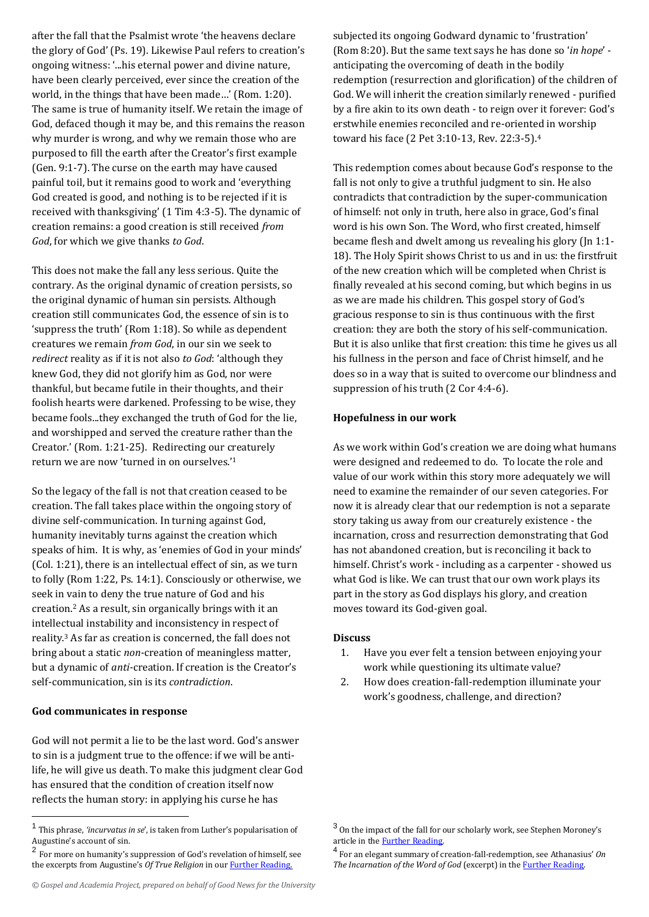after the fall that the Psalmist wrote 'the heavens declare the glory of God' (Ps. 19). Likewise Paul refers to creation's ongoing witness: '...his eternal power and divine nature, have been clearly perceived, ever since the creation of the world, in the things that have been made…' (Rom. 1:20). The same is true of humanity itself. We retain the image of God, defaced though it may be, and this remains the reason why murder is wrong, and why we remain those who are purposed to fill the earth after the Creator's first example (Gen. 9:1-7). The curse on the earth may have caused painful toil, but it remains good to work and 'everything God created is good, and nothing is to be rejected if it is received with thanksgiving' (1 Tim 4:3-5). The dynamic of creation remains: a good creation is still received *from God*, for which we give thanks *to God*.

This does not make the fall any less serious. Quite the contrary. As the original dynamic of creation persists, so the original dynamic of human sin persists. Although creation still communicates God, the essence of sin is to 'suppress the truth' (Rom 1:18). So while as dependent creatures we remain *from God*, in our sin we seek to *redirect* reality as if it is not also *to God*: 'although they knew God, they did not glorify him as God, nor were thankful, but became futile in their thoughts, and their foolish hearts were darkened. Professing to be wise, they became fools...they exchanged the truth of God for the lie, and worshipped and served the creature rather than the Creator.' (Rom. 1:21-25). Redirecting our creaturely return we are now 'turned in on ourselves.'[1]

So the legacy of the fall is not that creation ceased to be creation. The fall takes place within the ongoing story of divine self-communication. In turning against God, humanity inevitably turns against the creation which speaks of him. It is why, as 'enemies of God in your minds' (Col. 1:21), there is an intellectual effect of sin, as we turn to folly (Rom 1:22, Ps. 14:1). Consciously or otherwise, we seek in vain to deny the true nature of God and his creation.[2] As a result, sin organically brings with it an intellectual instability and inconsistency in respect of reality.[3] As far as creation is concerned, the fall does not bring about a static *non*-creation of meaningless matter, but a dynamic of *anti*-creation. If creation is the Creator's self-communication, sin is its *contradiction*.

**God communicates in response**

God will not permit a lie to be the last word. God's answer to sin is a judgment true to the offence: if we will be anti-life, he will give us death. To make this judgment clear God has ensured that the condition of creation itself now reflects the human story: in applying his curse he has subjected its ongoing Godward dynamic to 'frustration' (Rom 8:20). But the same text says he has done so '*in hope*' - anticipating the overcoming of death in the bodily redemption (resurrection and glorification) of the children of God. We will inherit the creation similarly renewed - purified by a fire akin to its own death - to reign over it forever: God's erstwhile enemies reconciled and re-oriented in worship toward his face (2 Pet 3:10-13, Rev. 22:3-5).[4]

This redemption comes about because God's response to the fall is not only to give a truthful judgment to sin. He also contradicts that contradiction by the super-communication of himself: not only in truth, here also in grace, God's final word is his own Son. The Word, who first created, himself became flesh and dwelt among us revealing his glory (Jn 1:1-18). The Holy Spirit shows Christ to us and in us: the firstfruit of the new creation which will be completed when Christ is finally revealed at his second coming, but which begins in us as we are made his children. This gospel story of God's gracious response to sin is thus continuous with the first creation: they are both the story of his self-communication. But it is also unlike that first creation: this time he gives us all his fullness in the person and face of Christ himself, and he does so in a way that is suited to overcome our blindness and suppression of his truth (2 Cor 4:4-6).

**Hopefulness in our work**

As we work within God's creation we are doing what humans were designed and redeemed to do. To locate the role and value of our work within this story more adequately we will need to examine the remainder of our seven categories. For now it is already clear that our redemption is not a separate story taking us away from our creaturely existence - the incarnation, cross and resurrection demonstrating that God has not abandoned creation, but is reconciling it back to himself. Christ's work - including as a carpenter - showed us what God is like. We can trust that our own work plays its part in the story as God displays his glory, and creation moves toward its God-given goal.

**Discuss**

1. Have you ever felt a tension between enjoying your work while questioning its ultimate value?
2. How does creation-fall-redemption illuminate your work's goodness, challenge, and direction?

---

[1] This phrase, *'incurvatus in se'*, is taken from Luther's popularisation of Augustine's account of sin.

[2] For more on humanity's suppression of God's revelation of himself, see the excerpts from Augustine's *Of True Religion* in our Further Reading.

[3] On the impact of the fall for our scholarly work, see Stephen Moroney's article in the Further Reading.

[4] For an elegant summary of creation-fall-redemption, see Athanasius' *On The Incarnation of the Word of God* (excerpt) in the Further Reading.